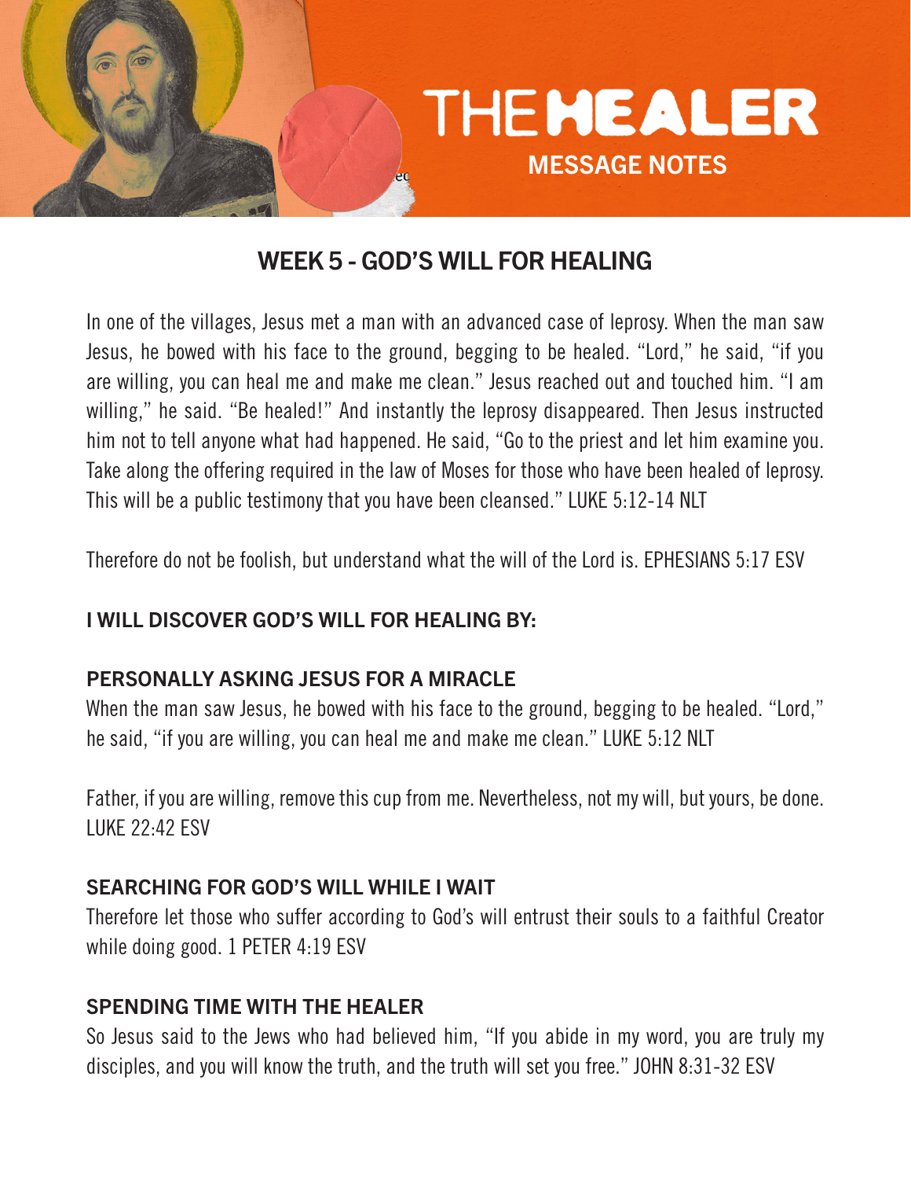# THE HEALER

**MESSAGE NOTES**

## WEEK 5 - GOD'S WILL FOR HEALING

In one of the villages, Jesus met a man with an advanced case of leprosy. When the man saw Jesus, he bowed with his face to the ground, begging to be healed. "Lord," he said, "if you are willing, you can heal me and make me clean." Jesus reached out and touched him. "I am willing," he said. "Be healed!" And instantly the leprosy disappeared. Then Jesus instructed him not to tell anyone what had happened. He said, "Go to the priest and let him examine you. Take along the offering required in the law of Moses for those who have been healed of leprosy. This will be a public testimony that you have been cleansed." LUKE 5:12-14 NLT

Therefore do not be foolish, but understand what the will of the Lord is. EPHESIANS 5:17 ESV

### I WILL DISCOVER GOD'S WILL FOR HEALING BY:

### PERSONALLY ASKING JESUS FOR A MIRACLE

When the man saw Jesus, he bowed with his face to the ground, begging to be healed. "Lord," he said, "if you are willing, you can heal me and make me clean." LUKE 5:12 NLT

Father, if you are willing, remove this cup from me. Nevertheless, not my will, but yours, be done. LUKE 22:42 ESV

### SEARCHING FOR GOD'S WILL WHILE I WAIT

Therefore let those who suffer according to God's will entrust their souls to a faithful Creator while doing good. 1 PETER 4:19 ESV

### SPENDING TIME WITH THE HEALER

So Jesus said to the Jews who had believed him, "If you abide in my word, you are truly my disciples, and you will know the truth, and the truth will set you free." JOHN 8:31-32 ESV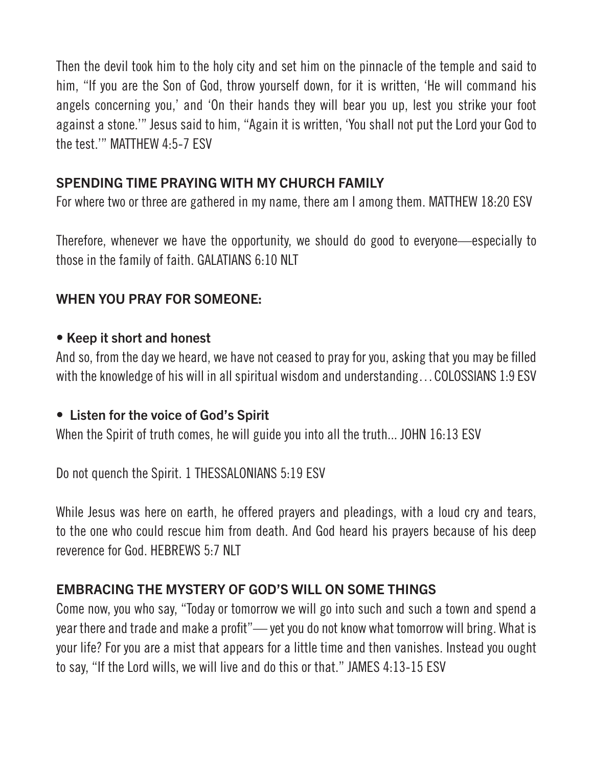Then the devil took him to the holy city and set him on the pinnacle of the temple and said to him, "If you are the Son of God, throw yourself down, for it is written, 'He will command his angels concerning you,' and 'On their hands they will bear you up, lest you strike your foot against a stone.'" Jesus said to him, "Again it is written, 'You shall not put the Lord your God to the test.'" MATTHEW 4:5-7 ESV

## SPENDING TIME PRAYING WITH MY CHURCH FAMILY

For where two or three are gathered in my name, there am I among them. MATTHEW 18:20 ESV

Therefore, whenever we have the opportunity, we should do good to everyone—especially to those in the family of faith. GALATIANS 6:10 NLT

## WHEN YOU PRAY FOR SOMEONE:

- **Keep it short and honest**

And so, from the day we heard, we have not ceased to pray for you, asking that you may be filled with the knowledge of his will in all spiritual wisdom and understanding… COLOSSIANS 1:9 ESV

- **Listen for the voice of God's Spirit**

When the Spirit of truth comes, he will guide you into all the truth... JOHN 16:13 ESV

Do not quench the Spirit. 1 THESSALONIANS 5:19 ESV

While Jesus was here on earth, he offered prayers and pleadings, with a loud cry and tears, to the one who could rescue him from death. And God heard his prayers because of his deep reverence for God. HEBREWS 5:7 NLT

## EMBRACING THE MYSTERY OF GOD'S WILL ON SOME THINGS

Come now, you who say, "Today or tomorrow we will go into such and such a town and spend a year there and trade and make a profit"— yet you do not know what tomorrow will bring. What is your life? For you are a mist that appears for a little time and then vanishes. Instead you ought to say, "If the Lord wills, we will live and do this or that." JAMES 4:13-15 ESV